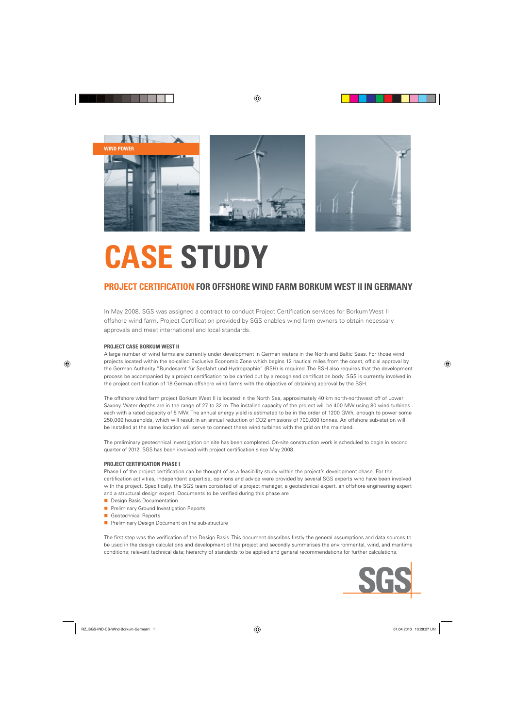WIND POWER

# CASE STUDY

## PROJECT CERTIFICATION FOR OFFSHORE WIND FARM BORKUM WEST II IN GERMANY

In May 2008, SGS was assigned a contract to conduct Project Certification services for Borkum West II offshore wind farm. Project Certification provided by SGS enables wind farm owners to obtain necessary approvals and meet international and local standards.

### PROJECT CASE BORKUM WEST II

A large number of wind farms are currently under development in German waters in the North and Baltic Seas. For those wind projects located within the so-called Exclusive Economic Zone which begins 12 nautical miles from the coast, official approval by the German Authority "Bundesamt für Seefahrt und Hydrographie" (BSH) is required. The BSH also requires that the development process be accompanied by a project certification to be carried out by a recognised certification body. SGS is currently involved in the project certification of 18 German offshore wind farms with the objective of obtaining approval by the BSH.

The offshore wind farm project Borkum West II is located in the North Sea, approximately 40 km north-northwest off of Lower Saxony. Water depths are in the range of 27 to 32 m. The installed capacity of the project will be 400 MW using 80 wind turbines each with a rated capacity of 5 MW. The annual energy yield is estimated to be in the order of 1200 GWh, enough to power some 250,000 households, which will result in an annual reduction of $CO_2$ emissions of 700,000 tonnes. An offshore sub-station will be installed at the same location will serve to connect these wind turbines with the grid on the mainland.

The preliminary geotechnical investigation on site has been completed. On-site construction work is scheduled to begin in second quarter of 2012. SGS has been involved with project certification since May 2008.

### PROJECT CERTIFICATION PHASE I

Phase I of the project certification can be thought of as a feasibility study within the project's development phase. For the certification activities, independent expertise, opinions and advice were provided by several SGS experts who have been involved with the project. Specifically, the SGS team consisted of a project manager, a geotechnical expert, an offshore engineering expert and a structural design expert. Documents to be verified during this phase are

- Design Basis Documentation
- Preliminary Ground Investigation Reports
- Geotechnical Reports
- Preliminary Design Document on the sub-structure

The first step was the verification of the Design Basis. This document describes firstly the general assumptions and data sources to be used in the design calculations and development of the project and secondly summarises the environmental, wind, and maritime conditions; relevant technical data; hierarchy of standards to be applied and general recommendations for further calculations.

SGS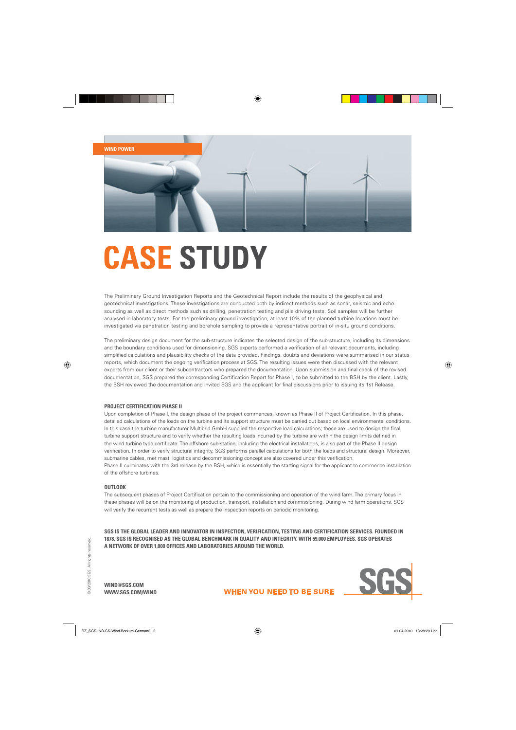WIND POWER

# CASE STUDY

The Preliminary Ground Investigation Reports and the Geotechnical Report include the results of the geophysical and geotechnical investigations. These investigations are conducted both by indirect methods such as sonar, seismic and echo sounding as well as direct methods such as drilling, penetration testing and pile driving tests. Soil samples will be further analysed in laboratory tests. For the preliminary ground investigation, at least 10% of the planned turbine locations must be investigated via penetration testing and borehole sampling to provide a representative portrait of in-situ ground conditions.

The preliminary design document for the sub-structure indicates the selected design of the sub-structure, including its dimensions and the boundary conditions used for dimensioning. SGS experts performed a verification of all relevant documents, including simplified calculations and plausibility checks of the data provided. Findings, doubts and deviations were summarised in our status reports, which document the ongoing verification process at SGS. The resulting issues were then discussed with the relevant experts from our client or their subcontractors who prepared the documentation. Upon submission and final check of the revised documentation, SGS prepared the corresponding Certification Report for Phase I, to be submitted to the BSH by the client. Lastly, the BSH reviewed the documentation and invited SGS and the applicant for final discussions prior to issuing its 1st Release.

### PROJECT CERTIFICATION PHASE II

Upon completion of Phase I, the design phase of the project commences, known as Phase II of Project Certification. In this phase, detailed calculations of the loads on the turbine and its support structure must be carried out based on local environmental conditions. In this case the turbine manufacturer Multibrid GmbH supplied the respective load calculations; these are used to design the final turbine support structure and to verify whether the resulting loads incurred by the turbine are within the design limits defined in the wind turbine type certificate. The offshore sub-station, including the electrical installations, is also part of the Phase II design verification. In order to verify structural integrity, SGS performs parallel calculations for both the loads and structural design. Moreover, submarine cables, met mast, logistics and decommissioning concept are also covered under this verification.
Phase II culminates with the 3rd release by the BSH, which is essentially the starting signal for the applicant to commence installation of the offshore turbines.

### OUTLOOK

The subsequent phases of Project Certification pertain to the commissioning and operation of the wind farm. The primary focus in these phases will be on the monitoring of production, transport, installation and commissioning. During wind farm operations, SGS will verify the recurrent tests as well as prepare the inspection reports on periodic monitoring.

**SGS IS THE GLOBAL LEADER AND INNOVATOR IN INSPECTION, VERIFICATION, TESTING AND CERTIFICATION SERVICES. FOUNDED IN 1878, SGS IS RECOGNISED AS THE GLOBAL BENCHMARK IN QUALITY AND INTEGRITY. WITH 59,000 EMPLOYEES, SGS OPERATES A NETWORK OF OVER 1,000 OFFICES AND LABORATORIES AROUND THE WORLD.**

© 03/2010 SGS. All rights reserved.

**WIND@SGS.COM**
**WWW.SGS.COM/WIND**

WHEN YOU NEED TO BE SURE

SGS